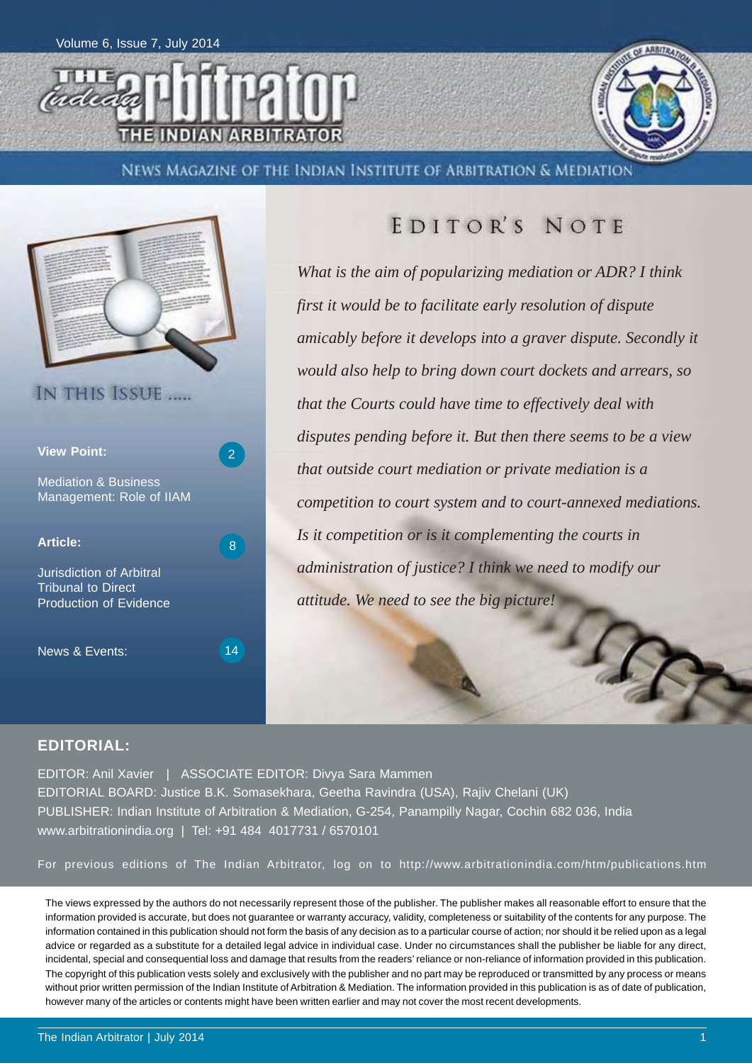# THE Indian arbitrator

## THE INDIAN ARBITRATOR

NEWS MAGAZINE OF THE INDIAN INSTITUTE OF ARBITRATION & MEDIATION

## IN THIS ISSUE .....

**View Point:** 2

Mediation & Business Management: Role of IIAM

**Article:** 8

Jurisdiction of Arbitral Tribunal to Direct Production of Evidence

News & Events: 14

## EDITOR'S NOTE

*What is the aim of popularizing mediation or ADR? I think first it would be to facilitate early resolution of dispute amicably before it develops into a graver dispute. Secondly it would also help to bring down court dockets and arrears, so that the Courts could have time to effectively deal with disputes pending before it. But then there seems to be a view that outside court mediation or private mediation is a competition to court system and to court-annexed mediations. Is it competition or is it complementing the courts in administration of justice? I think we need to modify our attitude. We need to see the big picture!*

### EDITORIAL:

EDITOR: Anil Xavier | ASSOCIATE EDITOR: Divya Sara Mammen
EDITORIAL BOARD: Justice B.K. Somasekhara, Geetha Ravindra (USA), Rajiv Chelani (UK)
PUBLISHER: Indian Institute of Arbitration & Mediation, G-254, Panampilly Nagar, Cochin 682 036, India
www.arbitrationindia.org | Tel: +91 484 4017731 / 6570101

For previous editions of The Indian Arbitrator, log on to http://www.arbitrationindia.com/htm/publications.htm

The views expressed by the authors do not necessarily represent those of the publisher. The publisher makes all reasonable effort to ensure that the information provided is accurate, but does not guarantee or warranty accuracy, validity, completeness or suitability of the contents for any purpose. The information contained in this publication should not form the basis of any decision as to a particular course of action; nor should it be relied upon as a legal advice or regarded as a substitute for a detailed legal advice in individual case. Under no circumstances shall the publisher be liable for any direct, incidental, special and consequential loss and damage that results from the readers' reliance or non-reliance of information provided in this publication. The copyright of this publication vests solely and exclusively with the publisher and no part may be reproduced or transmitted by any process or means without prior written permission of the Indian Institute of Arbitration & Mediation. The information provided in this publication is as of date of publication, however many of the articles or contents might have been written earlier and may not cover the most recent developments.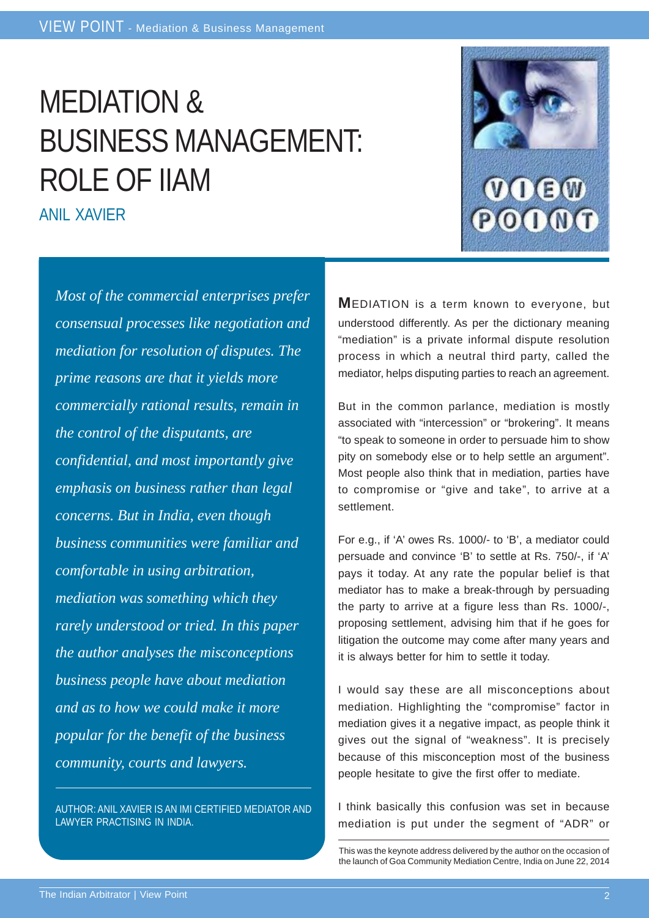# MEDIATION & BUSINESS MANAGEMENT: ROLE OF IIAM

ANIL XAVIER

*Most of the commercial enterprises prefer consensual processes like negotiation and mediation for resolution of disputes. The prime reasons are that it yields more commercially rational results, remain in the control of the disputants, are confidential, and most importantly give emphasis on business rather than legal concerns. But in India, even though business communities were familiar and comfortable in using arbitration, mediation was something which they rarely understood or tried. In this paper the author analyses the misconceptions business people have about mediation and as to how we could make it more popular for the benefit of the business community, courts and lawyers.*

AUTHOR: ANIL XAVIER IS AN IMI CERTIFIED MEDIATOR AND LAWYER PRACTISING IN INDIA.

**M**EDIATION is a term known to everyone, but understood differently. As per the dictionary meaning "mediation" is a private informal dispute resolution process in which a neutral third party, called the mediator, helps disputing parties to reach an agreement.

But in the common parlance, mediation is mostly associated with "intercession" or "brokering". It means "to speak to someone in order to persuade him to show pity on somebody else or to help settle an argument". Most people also think that in mediation, parties have to compromise or "give and take", to arrive at a settlement.

For e.g., if 'A' owes Rs. 1000/- to 'B', a mediator could persuade and convince 'B' to settle at Rs. 750/-, if 'A' pays it today. At any rate the popular belief is that mediator has to make a break-through by persuading the party to arrive at a figure less than Rs. 1000/-, proposing settlement, advising him that if he goes for litigation the outcome may come after many years and it is always better for him to settle it today.

I would say these are all misconceptions about mediation. Highlighting the "compromise" factor in mediation gives it a negative impact, as people think it gives out the signal of "weakness". It is precisely because of this misconception most of the business people hesitate to give the first offer to mediate.

I think basically this confusion was set in because mediation is put under the segment of "ADR" or

This was the keynote address delivered by the author on the occasion of the launch of Goa Community Mediation Centre, India on June 22, 2014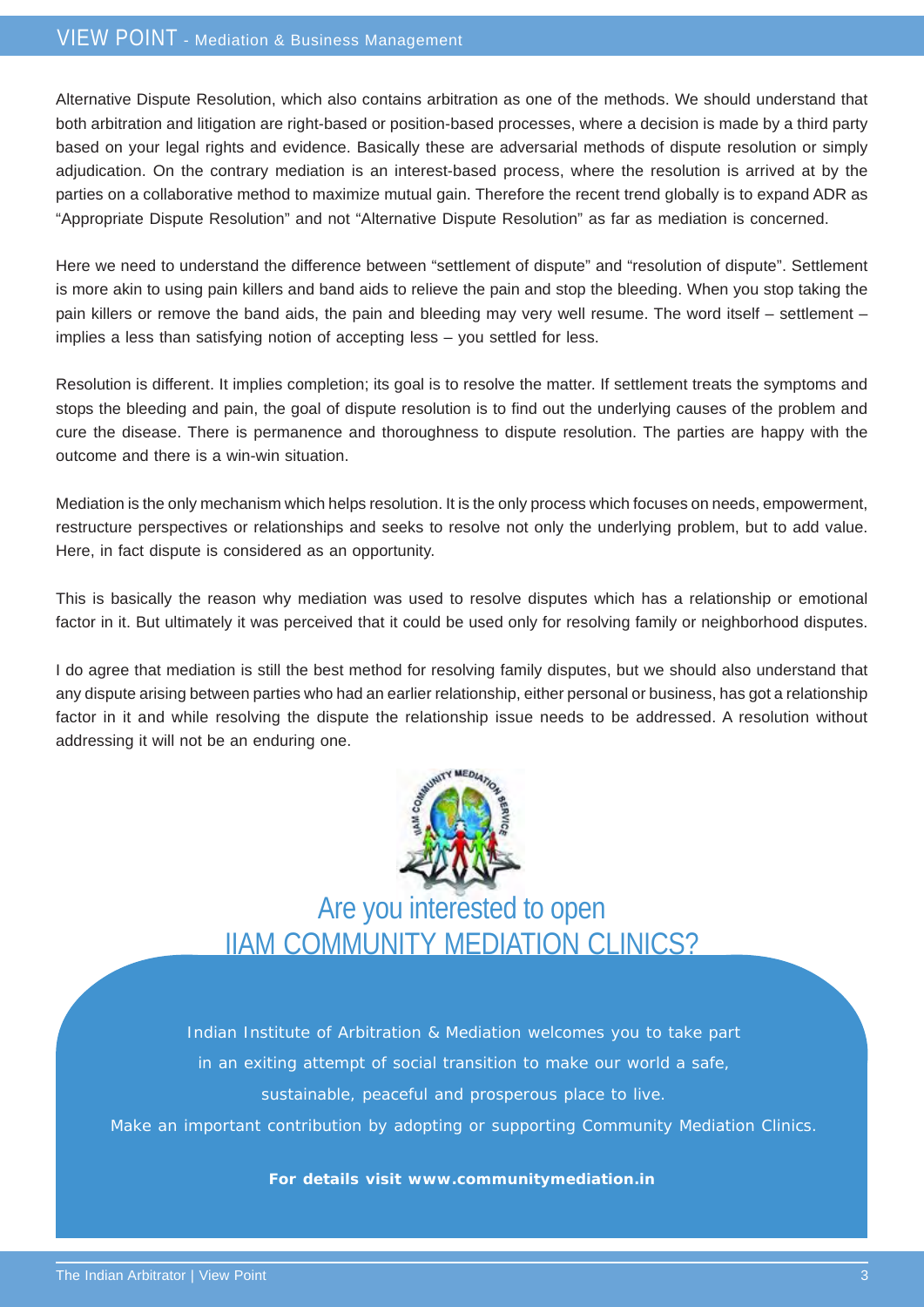Alternative Dispute Resolution, which also contains arbitration as one of the methods. We should understand that both arbitration and litigation are right-based or position-based processes, where a decision is made by a third party based on your legal rights and evidence. Basically these are adversarial methods of dispute resolution or simply adjudication. On the contrary mediation is an interest-based process, where the resolution is arrived at by the parties on a collaborative method to maximize mutual gain. Therefore the recent trend globally is to expand ADR as "Appropriate Dispute Resolution" and not "Alternative Dispute Resolution" as far as mediation is concerned.

Here we need to understand the difference between "settlement of dispute" and "resolution of dispute". Settlement is more akin to using pain killers and band aids to relieve the pain and stop the bleeding. When you stop taking the pain killers or remove the band aids, the pain and bleeding may very well resume. The word itself – settlement – implies a less than satisfying notion of accepting less – you settled for less.

Resolution is different. It implies completion; its goal is to resolve the matter. If settlement treats the symptoms and stops the bleeding and pain, the goal of dispute resolution is to find out the underlying causes of the problem and cure the disease. There is permanence and thoroughness to dispute resolution. The parties are happy with the outcome and there is a win-win situation.

Mediation is the only mechanism which helps resolution. It is the only process which focuses on needs, empowerment, restructure perspectives or relationships and seeks to resolve not only the underlying problem, but to add value. Here, in fact dispute is considered as an opportunity.

This is basically the reason why mediation was used to resolve disputes which has a relationship or emotional factor in it. But ultimately it was perceived that it could be used only for resolving family or neighborhood disputes.

I do agree that mediation is still the best method for resolving family disputes, but we should also understand that any dispute arising between parties who had an earlier relationship, either personal or business, has got a relationship factor in it and while resolving the dispute the relationship issue needs to be addressed. A resolution without addressing it will not be an enduring one.

## Are you interested to open IIAM COMMUNITY MEDIATION CLINICS?

Indian Institute of Arbitration & Mediation welcomes you to take part in an exiting attempt of social transition to make our world a safe, sustainable, peaceful and prosperous place to live.
Make an important contribution by adopting or supporting Community Mediation Clinics.

**For details visit www.communitymediation.in**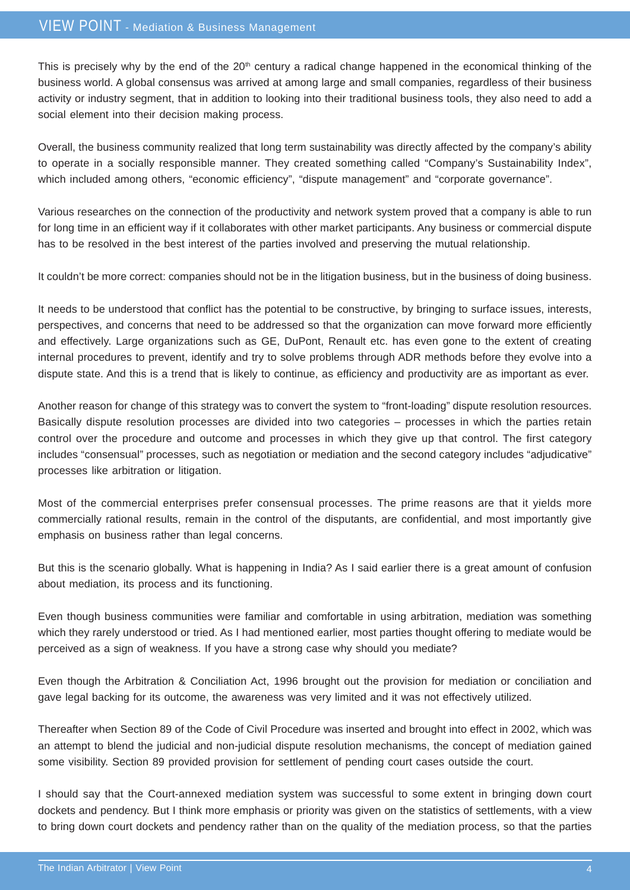This is precisely why by the end of the 20th century a radical change happened in the economical thinking of the business world. A global consensus was arrived at among large and small companies, regardless of their business activity or industry segment, that in addition to looking into their traditional business tools, they also need to add a social element into their decision making process.

Overall, the business community realized that long term sustainability was directly affected by the company's ability to operate in a socially responsible manner. They created something called "Company's Sustainability Index", which included among others, "economic efficiency", "dispute management" and "corporate governance".

Various researches on the connection of the productivity and network system proved that a company is able to run for long time in an efficient way if it collaborates with other market participants. Any business or commercial dispute has to be resolved in the best interest of the parties involved and preserving the mutual relationship.

It couldn't be more correct: companies should not be in the litigation business, but in the business of doing business.

It needs to be understood that conflict has the potential to be constructive, by bringing to surface issues, interests, perspectives, and concerns that need to be addressed so that the organization can move forward more efficiently and effectively. Large organizations such as GE, DuPont, Renault etc. has even gone to the extent of creating internal procedures to prevent, identify and try to solve problems through ADR methods before they evolve into a dispute state. And this is a trend that is likely to continue, as efficiency and productivity are as important as ever.

Another reason for change of this strategy was to convert the system to "front-loading" dispute resolution resources. Basically dispute resolution processes are divided into two categories – processes in which the parties retain control over the procedure and outcome and processes in which they give up that control. The first category includes "consensual" processes, such as negotiation or mediation and the second category includes "adjudicative" processes like arbitration or litigation.

Most of the commercial enterprises prefer consensual processes. The prime reasons are that it yields more commercially rational results, remain in the control of the disputants, are confidential, and most importantly give emphasis on business rather than legal concerns.

But this is the scenario globally. What is happening in India? As I said earlier there is a great amount of confusion about mediation, its process and its functioning.

Even though business communities were familiar and comfortable in using arbitration, mediation was something which they rarely understood or tried. As I had mentioned earlier, most parties thought offering to mediate would be perceived as a sign of weakness. If you have a strong case why should you mediate?

Even though the Arbitration & Conciliation Act, 1996 brought out the provision for mediation or conciliation and gave legal backing for its outcome, the awareness was very limited and it was not effectively utilized.

Thereafter when Section 89 of the Code of Civil Procedure was inserted and brought into effect in 2002, which was an attempt to blend the judicial and non-judicial dispute resolution mechanisms, the concept of mediation gained some visibility. Section 89 provided provision for settlement of pending court cases outside the court.

I should say that the Court-annexed mediation system was successful to some extent in bringing down court dockets and pendency. But I think more emphasis or priority was given on the statistics of settlements, with a view to bring down court dockets and pendency rather than on the quality of the mediation process, so that the parties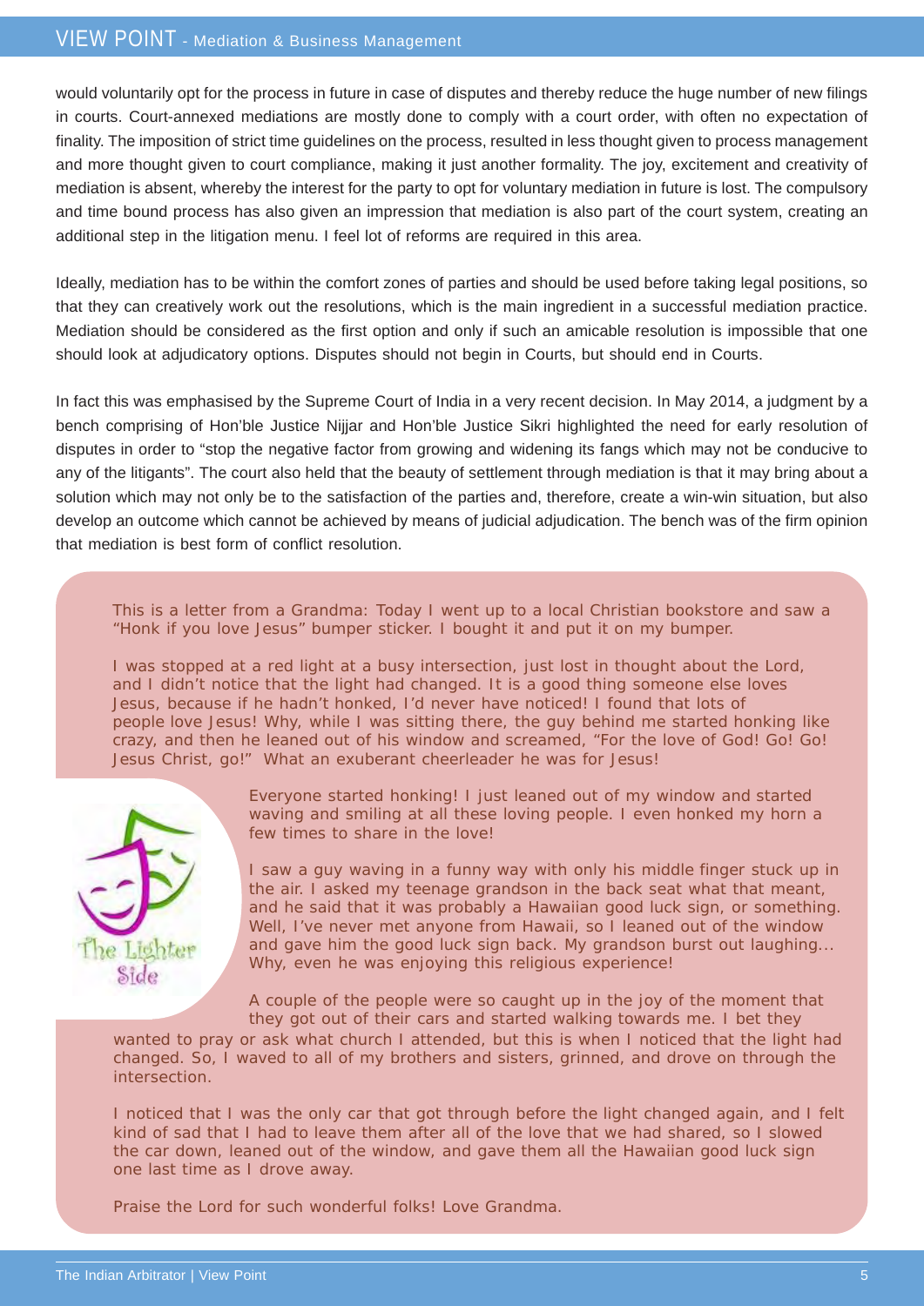would voluntarily opt for the process in future in case of disputes and thereby reduce the huge number of new filings in courts. Court-annexed mediations are mostly done to comply with a court order, with often no expectation of finality. The imposition of strict time guidelines on the process, resulted in less thought given to process management and more thought given to court compliance, making it just another formality. The joy, excitement and creativity of mediation is absent, whereby the interest for the party to opt for voluntary mediation in future is lost. The compulsory and time bound process has also given an impression that mediation is also part of the court system, creating an additional step in the litigation menu. I feel lot of reforms are required in this area.

Ideally, mediation has to be within the comfort zones of parties and should be used before taking legal positions, so that they can creatively work out the resolutions, which is the main ingredient in a successful mediation practice. Mediation should be considered as the first option and only if such an amicable resolution is impossible that one should look at adjudicatory options. Disputes should not begin in Courts, but should end in Courts.

In fact this was emphasised by the Supreme Court of India in a very recent decision. In May 2014, a judgment by a bench comprising of Hon'ble Justice Nijjar and Hon'ble Justice Sikri highlighted the need for early resolution of disputes in order to "stop the negative factor from growing and widening its fangs which may not be conducive to any of the litigants". The court also held that the beauty of settlement through mediation is that it may bring about a solution which may not only be to the satisfaction of the parties and, therefore, create a win-win situation, but also develop an outcome which cannot be achieved by means of judicial adjudication. The bench was of the firm opinion that mediation is best form of conflict resolution.

## The Lighter Side

This is a letter from a Grandma: Today I went up to a local Christian bookstore and saw a "Honk if you love Jesus" bumper sticker. I bought it and put it on my bumper.

I was stopped at a red light at a busy intersection, just lost in thought about the Lord, and I didn't notice that the light had changed. It is a good thing someone else loves Jesus, because if he hadn't honked, I'd never have noticed! I found that lots of people love Jesus! Why, while I was sitting there, the guy behind me started honking like crazy, and then he leaned out of his window and screamed, "For the love of God! Go! Go! Jesus Christ, go!" What an exuberant cheerleader he was for Jesus!

Everyone started honking! I just leaned out of my window and started waving and smiling at all these loving people. I even honked my horn a few times to share in the love!

I saw a guy waving in a funny way with only his middle finger stuck up in the air. I asked my teenage grandson in the back seat what that meant, and he said that it was probably a Hawaiian good luck sign, or something. Well, I've never met anyone from Hawaii, so I leaned out of the window and gave him the good luck sign back. My grandson burst out laughing... Why, even he was enjoying this religious experience!

A couple of the people were so caught up in the joy of the moment that they got out of their cars and started walking towards me. I bet they wanted to pray or ask what church I attended, but this is when I noticed that the light had changed. So, I waved to all of my brothers and sisters, grinned, and drove on through the intersection.

I noticed that I was the only car that got through before the light changed again, and I felt kind of sad that I had to leave them after all of the love that we had shared, so I slowed the car down, leaned out of the window, and gave them all the Hawaiian good luck sign one last time as I drove away.

Praise the Lord for such wonderful folks! Love Grandma.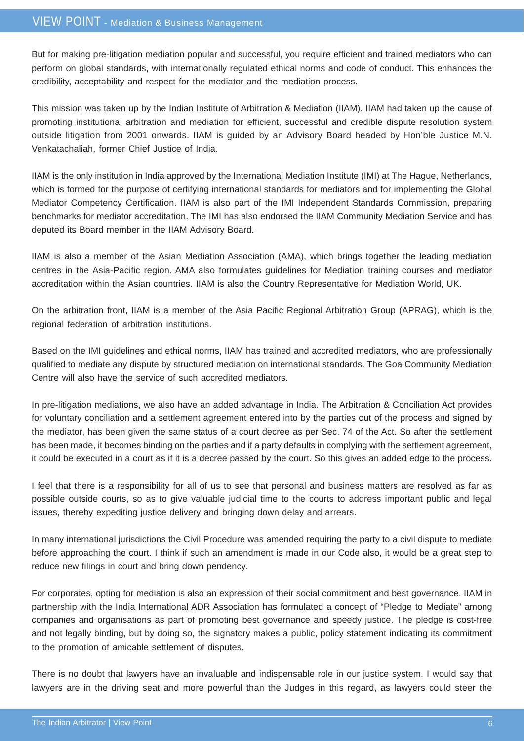But for making pre-litigation mediation popular and successful, you require efficient and trained mediators who can perform on global standards, with internationally regulated ethical norms and code of conduct. This enhances the credibility, acceptability and respect for the mediator and the mediation process.

This mission was taken up by the Indian Institute of Arbitration & Mediation (IIAM). IIAM had taken up the cause of promoting institutional arbitration and mediation for efficient, successful and credible dispute resolution system outside litigation from 2001 onwards. IIAM is guided by an Advisory Board headed by Hon'ble Justice M.N. Venkatachaliah, former Chief Justice of India.

IIAM is the only institution in India approved by the International Mediation Institute (IMI) at The Hague, Netherlands, which is formed for the purpose of certifying international standards for mediators and for implementing the Global Mediator Competency Certification. IIAM is also part of the IMI Independent Standards Commission, preparing benchmarks for mediator accreditation. The IMI has also endorsed the IIAM Community Mediation Service and has deputed its Board member in the IIAM Advisory Board.

IIAM is also a member of the Asian Mediation Association (AMA), which brings together the leading mediation centres in the Asia-Pacific region. AMA also formulates guidelines for Mediation training courses and mediator accreditation within the Asian countries. IIAM is also the Country Representative for Mediation World, UK.

On the arbitration front, IIAM is a member of the Asia Pacific Regional Arbitration Group (APRAG), which is the regional federation of arbitration institutions.

Based on the IMI guidelines and ethical norms, IIAM has trained and accredited mediators, who are professionally qualified to mediate any dispute by structured mediation on international standards. The Goa Community Mediation Centre will also have the service of such accredited mediators.

In pre-litigation mediations, we also have an added advantage in India. The Arbitration & Conciliation Act provides for voluntary conciliation and a settlement agreement entered into by the parties out of the process and signed by the mediator, has been given the same status of a court decree as per Sec. 74 of the Act. So after the settlement has been made, it becomes binding on the parties and if a party defaults in complying with the settlement agreement, it could be executed in a court as if it is a decree passed by the court. So this gives an added edge to the process.

I feel that there is a responsibility for all of us to see that personal and business matters are resolved as far as possible outside courts, so as to give valuable judicial time to the courts to address important public and legal issues, thereby expediting justice delivery and bringing down delay and arrears.

In many international jurisdictions the Civil Procedure was amended requiring the party to a civil dispute to mediate before approaching the court. I think if such an amendment is made in our Code also, it would be a great step to reduce new filings in court and bring down pendency.

For corporates, opting for mediation is also an expression of their social commitment and best governance. IIAM in partnership with the India International ADR Association has formulated a concept of "Pledge to Mediate" among companies and organisations as part of promoting best governance and speedy justice. The pledge is cost-free and not legally binding, but by doing so, the signatory makes a public, policy statement indicating its commitment to the promotion of amicable settlement of disputes.

There is no doubt that lawyers have an invaluable and indispensable role in our justice system. I would say that lawyers are in the driving seat and more powerful than the Judges in this regard, as lawyers could steer the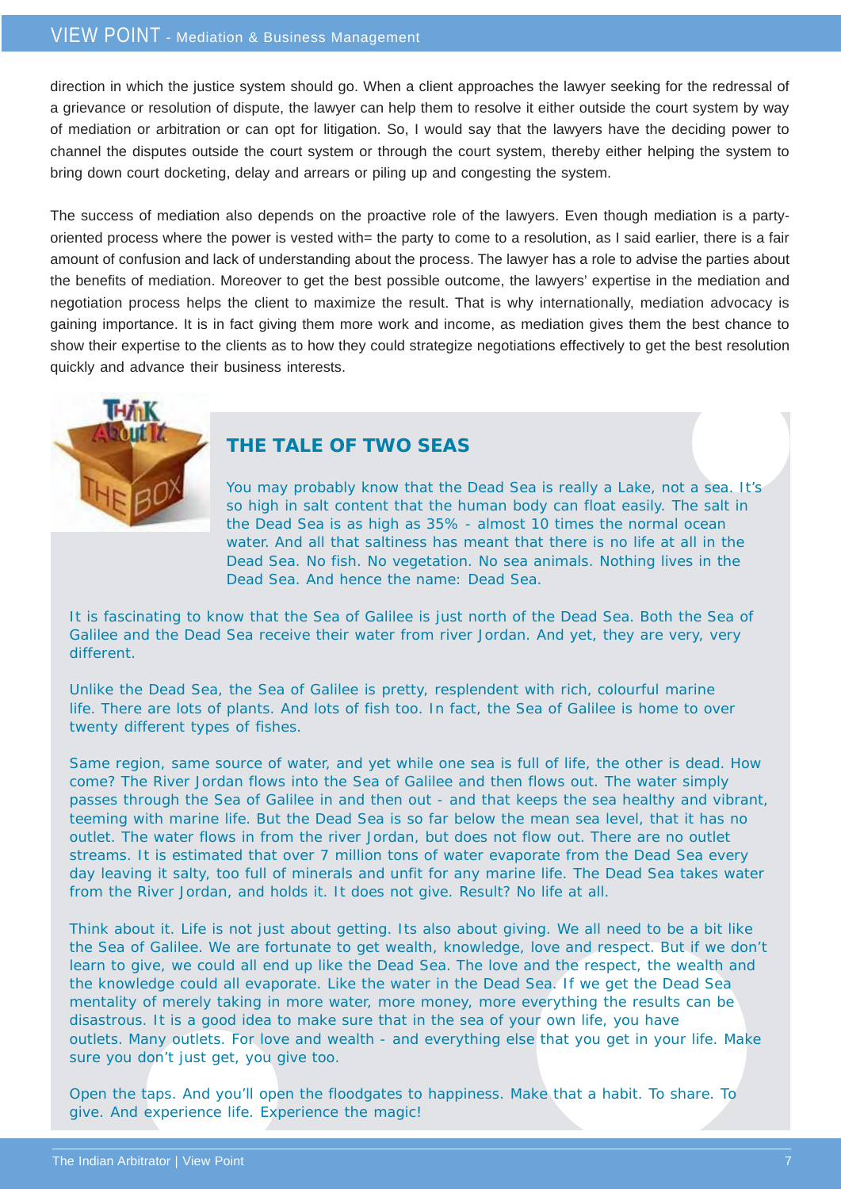direction in which the justice system should go. When a client approaches the lawyer seeking for the redressal of a grievance or resolution of dispute, the lawyer can help them to resolve it either outside the court system by way of mediation or arbitration or can opt for litigation. So, I would say that the lawyers have the deciding power to channel the disputes outside the court system or through the court system, thereby either helping the system to bring down court docketing, delay and arrears or piling up and congesting the system.

The success of mediation also depends on the proactive role of the lawyers. Even though mediation is a party-oriented process where the power is vested with= the party to come to a resolution, as I said earlier, there is a fair amount of confusion and lack of understanding about the process. The lawyer has a role to advise the parties about the benefits of mediation. Moreover to get the best possible outcome, the lawyers' expertise in the mediation and negotiation process helps the client to maximize the result. That is why internationally, mediation advocacy is gaining importance. It is in fact giving them more work and income, as mediation gives them the best chance to show their expertise to the clients as to how they could strategize negotiations effectively to get the best resolution quickly and advance their business interests.

## THE TALE OF TWO SEAS

You may probably know that the Dead Sea is really a Lake, not a sea. It's so high in salt content that the human body can float easily. The salt in the Dead Sea is as high as 35% - almost 10 times the normal ocean water. And all that saltiness has meant that there is no life at all in the Dead Sea. No fish. No vegetation. No sea animals. Nothing lives in the Dead Sea. And hence the name: Dead Sea.

It is fascinating to know that the Sea of Galilee is just north of the Dead Sea. Both the Sea of Galilee and the Dead Sea receive their water from river Jordan. And yet, they are very, very different.

Unlike the Dead Sea, the Sea of Galilee is pretty, resplendent with rich, colourful marine life. There are lots of plants. And lots of fish too. In fact, the Sea of Galilee is home to over twenty different types of fishes.

Same region, same source of water, and yet while one sea is full of life, the other is dead. How come? The River Jordan flows into the Sea of Galilee and then flows out. The water simply passes through the Sea of Galilee in and then out - and that keeps the sea healthy and vibrant, teeming with marine life. But the Dead Sea is so far below the mean sea level, that it has no outlet. The water flows in from the river Jordan, but does not flow out. There are no outlet streams. It is estimated that over 7 million tons of water evaporate from the Dead Sea every day leaving it salty, too full of minerals and unfit for any marine life. The Dead Sea takes water from the River Jordan, and holds it. It does not give. Result? No life at all.

Think about it. Life is not just about getting. Its also about giving. We all need to be a bit like the Sea of Galilee. We are fortunate to get wealth, knowledge, love and respect. But if we don't learn to give, we could all end up like the Dead Sea. The love and the respect, the wealth and the knowledge could all evaporate. Like the water in the Dead Sea. If we get the Dead Sea mentality of merely taking in more water, more money, more everything the results can be disastrous. It is a good idea to make sure that in the sea of your own life, you have outlets. Many outlets. For love and wealth - and everything else that you get in your life. Make sure you don't just get, you give too.

Open the taps. And you'll open the floodgates to happiness. Make that a habit. To share. To give. And experience life. Experience the magic!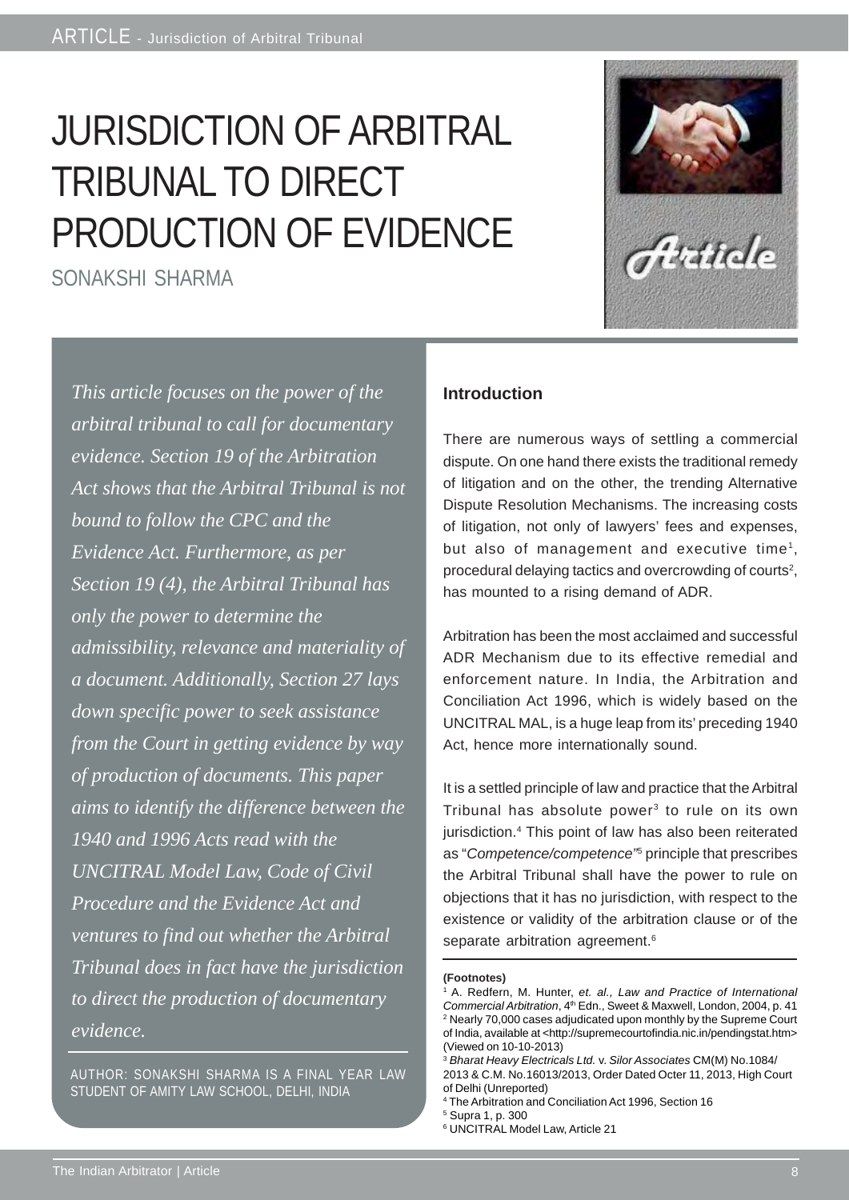# JURISDICTION OF ARBITRAL TRIBUNAL TO DIRECT PRODUCTION OF EVIDENCE

SONAKSHI SHARMA

*This article focuses on the power of the arbitral tribunal to call for documentary evidence. Section 19 of the Arbitration Act shows that the Arbitral Tribunal is not bound to follow the CPC and the Evidence Act. Furthermore, as per Section 19 (4), the Arbitral Tribunal has only the power to determine the admissibility, relevance and materiality of a document. Additionally, Section 27 lays down specific power to seek assistance from the Court in getting evidence by way of production of documents. This paper aims to identify the difference between the 1940 and 1996 Acts read with the UNCITRAL Model Law, Code of Civil Procedure and the Evidence Act and ventures to find out whether the Arbitral Tribunal does in fact have the jurisdiction to direct the production of documentary evidence.*

AUTHOR: SONAKSHI SHARMA IS A FINAL YEAR LAW STUDENT OF AMITY LAW SCHOOL, DELHI, INDIA

### Introduction

There are numerous ways of settling a commercial dispute. On one hand there exists the traditional remedy of litigation and on the other, the trending Alternative Dispute Resolution Mechanisms. The increasing costs of litigation, not only of lawyers' fees and expenses, but also of management and executive time[1], procedural delaying tactics and overcrowding of courts[2], has mounted to a rising demand of ADR.

Arbitration has been the most acclaimed and successful ADR Mechanism due to its effective remedial and enforcement nature. In India, the Arbitration and Conciliation Act 1996, which is widely based on the UNCITRAL MAL, is a huge leap from its' preceding 1940 Act, hence more internationally sound.

It is a settled principle of law and practice that the Arbitral Tribunal has absolute power[3] to rule on its own jurisdiction.[4] This point of law has also been reiterated as "*Competence/competence*"[5] principle that prescribes the Arbitral Tribunal shall have the power to rule on objections that it has no jurisdiction, with respect to the existence or validity of the arbitration clause or of the separate arbitration agreement.[6]

**(Footnotes)**

[1] A. Redfern, M. Hunter, *et. al., Law and Practice of International Commercial Arbitration*, 4th Edn., Sweet & Maxwell, London, 2004, p. 41

[2] Nearly 70,000 cases adjudicated upon monthly by the Supreme Court of India, available at <http://supremecourtofindia.nic.in/pendingstat.htm> (Viewed on 10-10-2013)

[3] *Bharat Heavy Electricals Ltd.* v. *Silor Associates* CM(M) No.1084/ 2013 & C.M. No.16013/2013, Order Dated Octer 11, 2013, High Court of Delhi (Unreported)

[4] The Arbitration and Conciliation Act 1996, Section 16

[5] Supra 1, p. 300

[6] UNCITRAL Model Law, Article 21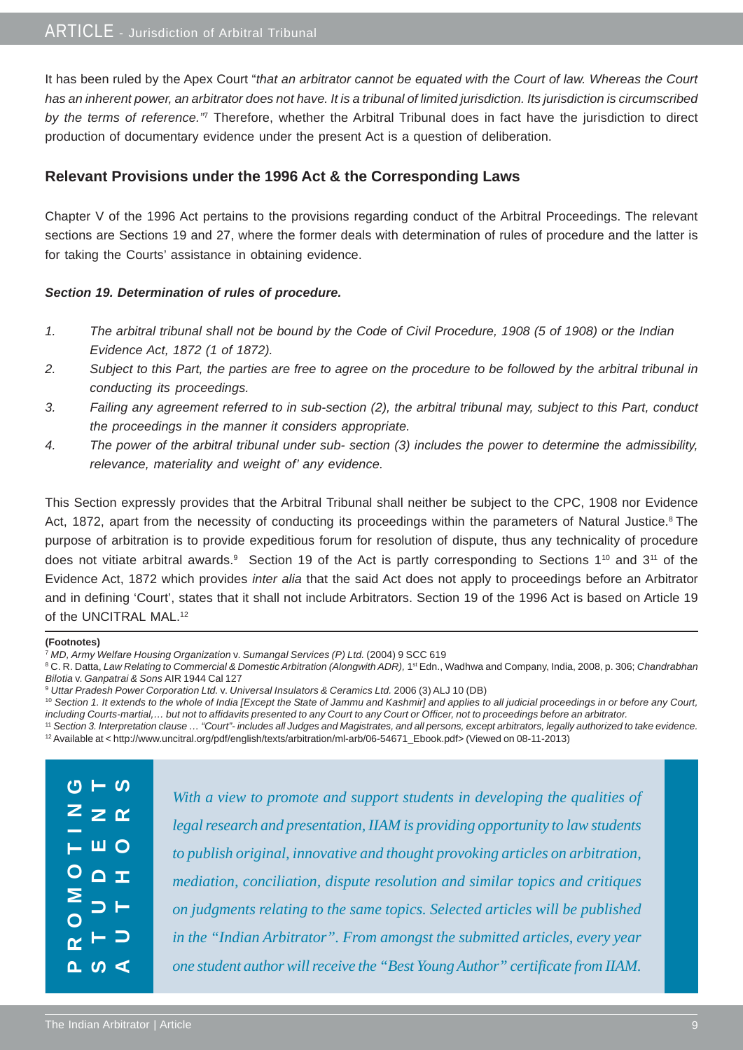It has been ruled by the Apex Court "*that an arbitrator cannot be equated with the Court of law. Whereas the Court has an inherent power, an arbitrator does not have. It is a tribunal of limited jurisdiction. Its jurisdiction is circumscribed by the terms of reference."*[7] Therefore, whether the Arbitral Tribunal does in fact have the jurisdiction to direct production of documentary evidence under the present Act is a question of deliberation.

### Relevant Provisions under the 1996 Act & the Corresponding Laws

Chapter V of the 1996 Act pertains to the provisions regarding conduct of the Arbitral Proceedings. The relevant sections are Sections 19 and 27, where the former deals with determination of rules of procedure and the latter is for taking the Courts' assistance in obtaining evidence.

***Section 19. Determination of rules of procedure.***

1. *The arbitral tribunal shall not be bound by the Code of Civil Procedure, 1908 (5 of 1908) or the Indian Evidence Act, 1872 (1 of 1872).*
2. *Subject to this Part, the parties are free to agree on the procedure to be followed by the arbitral tribunal in conducting its proceedings.*
3. *Failing any agreement referred to in sub-section (2), the arbitral tribunal may, subject to this Part, conduct the proceedings in the manner it considers appropriate.*
4. *The power of the arbitral tribunal under sub- section (3) includes the power to determine the admissibility, relevance, materiality and weight of' any evidence.*

This Section expressly provides that the Arbitral Tribunal shall neither be subject to the CPC, 1908 nor Evidence Act, 1872, apart from the necessity of conducting its proceedings within the parameters of Natural Justice.[8] The purpose of arbitration is to provide expeditious forum for resolution of dispute, thus any technicality of procedure does not vitiate arbitral awards.[9] Section 19 of the Act is partly corresponding to Sections 1[10] and 3[11] of the Evidence Act, 1872 which provides *inter alia* that the said Act does not apply to proceedings before an Arbitrator and in defining 'Court', states that it shall not include Arbitrators. Section 19 of the 1996 Act is based on Article 19 of the UNCITRAL MAL.[12]

**(Footnotes)**

[7] *MD, Army Welfare Housing Organization* v. *Sumangal Services (P) Ltd.* (2004) 9 SCC 619

[8] C. R. Datta, *Law Relating to Commercial & Domestic Arbitration (Alongwith ADR),* 1st Edn., Wadhwa and Company, India, 2008, p. 306; *Chandrabhan Bilotia* v. *Ganpatrai & Sons* AIR 1944 Cal 127

[9] *Uttar Pradesh Power Corporation Ltd.* v. *Universal Insulators & Ceramics Ltd.* 2006 (3) ALJ 10 (DB)

[10] *Section 1. It extends to the whole of India [Except the State of Jammu and Kashmir] and applies to all judicial proceedings in or before any Court, including Courts-martial,… but not to affidavits presented to any Court to any Court or Officer, not to proceedings before an arbitrator.*

[11] *Section 3. Interpretation clause … "Court"- includes all Judges and Magistrates, and all persons, except arbitrators, legally authorized to take evidence.*

[12] Available at < http://www.uncitral.org/pdf/english/texts/arbitration/ml-arb/06-54671_Ebook.pdf> (Viewed on 08-11-2013)

**PROMOTING STUDENT AUTHORS**

*With a view to promote and support students in developing the qualities of legal research and presentation, IIAM is providing opportunity to law students to publish original, innovative and thought provoking articles on arbitration, mediation, conciliation, dispute resolution and similar topics and critiques on judgments relating to the same topics. Selected articles will be published in the "Indian Arbitrator". From amongst the submitted articles, every year one student author will receive the "Best Young Author" certificate from IIAM.*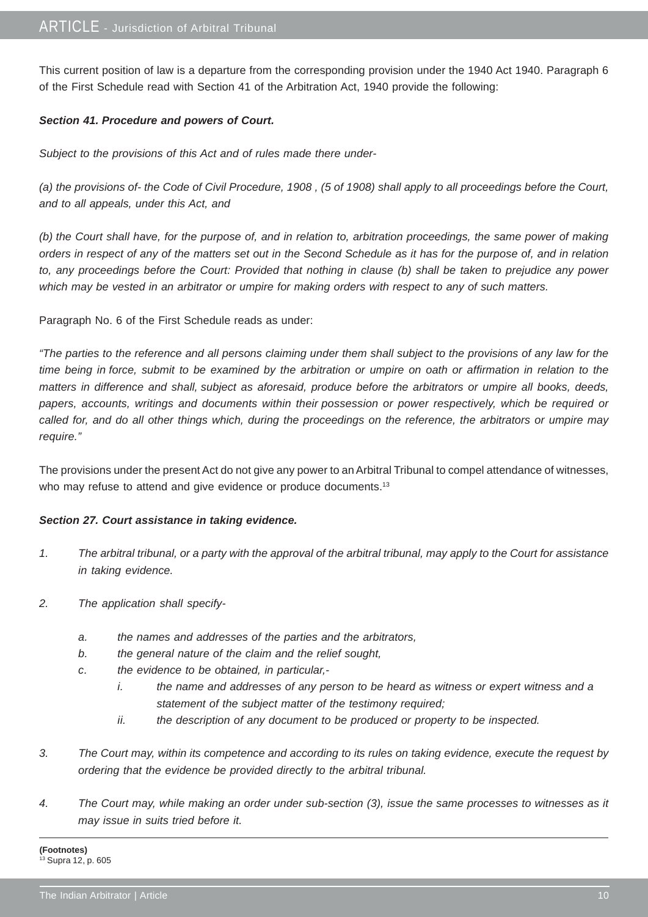This current position of law is a departure from the corresponding provision under the 1940 Act 1940. Paragraph 6 of the First Schedule read with Section 41 of the Arbitration Act, 1940 provide the following:

***Section 41. Procedure and powers of Court.***

*Subject to the provisions of this Act and of rules made there under-*

*(a) the provisions of- the Code of Civil Procedure, 1908 , (5 of 1908) shall apply to all proceedings before the Court, and to all appeals, under this Act, and*

*(b) the Court shall have, for the purpose of, and in relation to, arbitration proceedings, the same power of making orders in respect of any of the matters set out in the Second Schedule as it has for the purpose of, and in relation to, any proceedings before the Court: Provided that nothing in clause (b) shall be taken to prejudice any power which may be vested in an arbitrator or umpire for making orders with respect to any of such matters.*

Paragraph No. 6 of the First Schedule reads as under:

*"The parties to the reference and all persons claiming under them shall subject to the provisions of any law for the time being in force, submit to be examined by the arbitration or umpire on oath or affirmation in relation to the matters in difference and shall, subject as aforesaid, produce before the arbitrators or umpire all books, deeds, papers, accounts, writings and documents within their possession or power respectively, which be required or called for, and do all other things which, during the proceedings on the reference, the arbitrators or umpire may require."*

The provisions under the present Act do not give any power to an Arbitral Tribunal to compel attendance of witnesses, who may refuse to attend and give evidence or produce documents.[13]

***Section 27. Court assistance in taking evidence.***

1. *The arbitral tribunal, or a party with the approval of the arbitral tribunal, may apply to the Court for assistance in taking evidence.*

2. *The application shall specify-*

   a. *the names and addresses of the parties and the arbitrators,*
   b. *the general nature of the claim and the relief sought,*
   c. *the evidence to be obtained, in particular,-*
      i. *the name and addresses of any person to be heard as witness or expert witness and a statement of the subject matter of the testimony required;*
      ii. *the description of any document to be produced or property to be inspected.*

3. *The Court may, within its competence and according to its rules on taking evidence, execute the request by ordering that the evidence be provided directly to the arbitral tribunal.*

4. *The Court may, while making an order under sub-section (3), issue the same processes to witnesses as it may issue in suits tried before it.*

---

**(Footnotes)**
[13] Supra 12, p. 605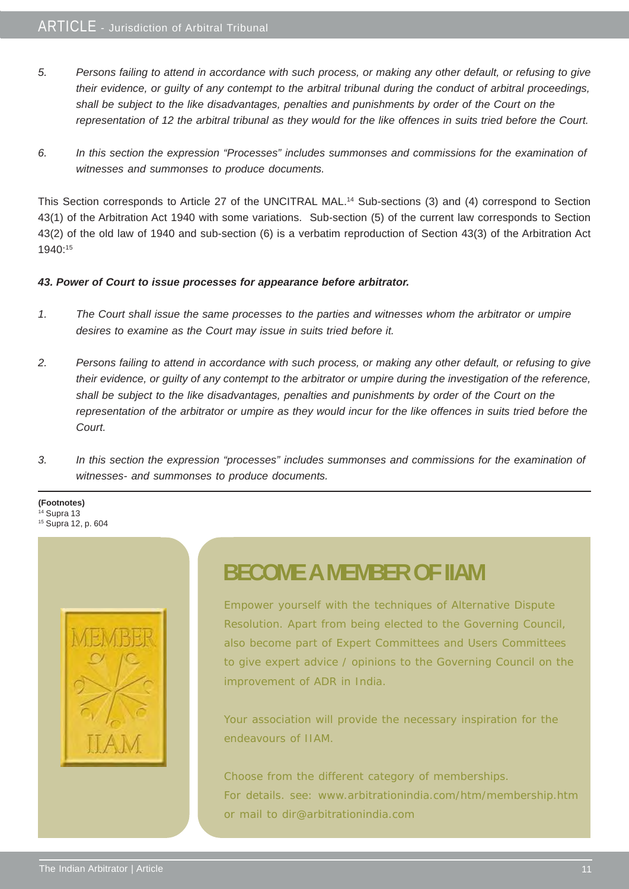5. *Persons failing to attend in accordance with such process, or making any other default, or refusing to give their evidence, or guilty of any contempt to the arbitral tribunal during the conduct of arbitral proceedings, shall be subject to the like disadvantages, penalties and punishments by order of the Court on the representation of 12 the arbitral tribunal as they would for the like offences in suits tried before the Court.*

6. *In this section the expression "Processes" includes summonses and commissions for the examination of witnesses and summonses to produce documents.*

This Section corresponds to Article 27 of the UNCITRAL MAL.[14] Sub-sections (3) and (4) correspond to Section 43(1) of the Arbitration Act 1940 with some variations. Sub-section (5) of the current law corresponds to Section 43(2) of the old law of 1940 and sub-section (6) is a verbatim reproduction of Section 43(3) of the Arbitration Act 1940:[15]

***43. Power of Court to issue processes for appearance before arbitrator.***

1. *The Court shall issue the same processes to the parties and witnesses whom the arbitrator or umpire desires to examine as the Court may issue in suits tried before it.*

2. *Persons failing to attend in accordance with such process, or making any other default, or refusing to give their evidence, or guilty of any contempt to the arbitrator or umpire during the investigation of the reference, shall be subject to the like disadvantages, penalties and punishments by order of the Court on the representation of the arbitrator or umpire as they would incur for the like offences in suits tried before the Court.*

3. *In this section the expression "processes" includes summonses and commissions for the examination of witnesses- and summonses to produce documents.*

**(Footnotes)**

[14] Supra 13

[15] Supra 12, p. 604

## BECOME A MEMBER OF IIAM

Empower yourself with the techniques of Alternative Dispute Resolution. Apart from being elected to the Governing Council, also become part of Expert Committees and Users Committees to give expert advice / opinions to the Governing Council on the improvement of ADR in India.

Your association will provide the necessary inspiration for the endeavours of IIAM.

Choose from the different category of memberships.
For details. see: www.arbitrationindia.com/htm/membership.htm or mail to dir@arbitrationindia.com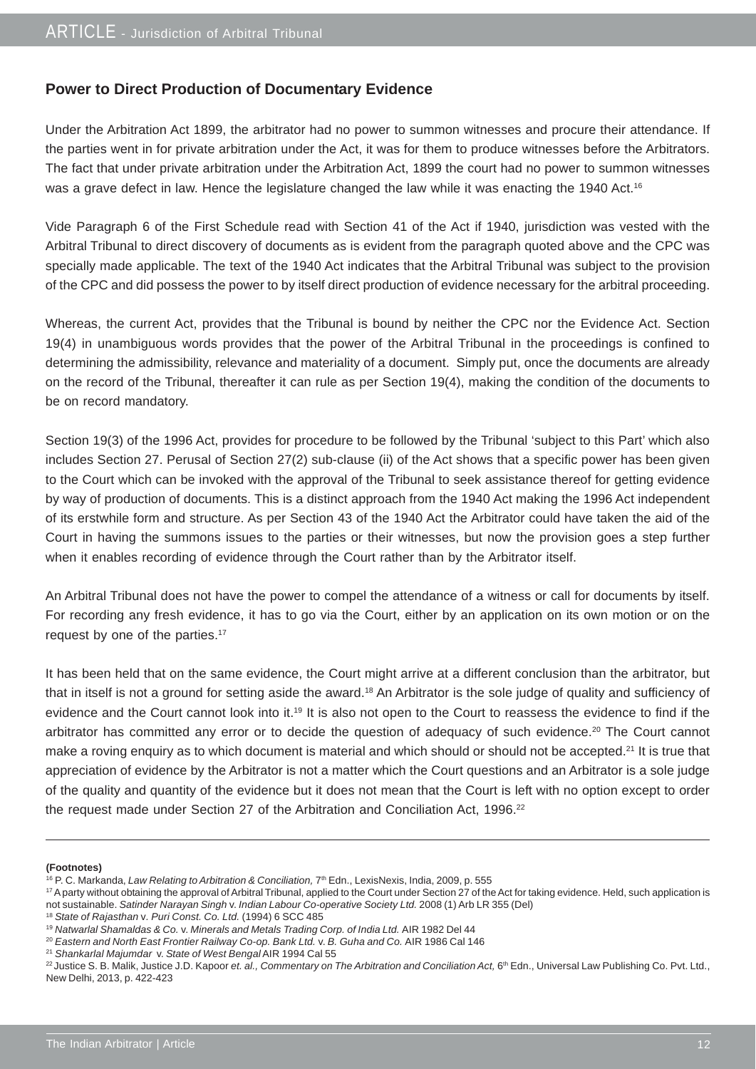## Power to Direct Production of Documentary Evidence

Under the Arbitration Act 1899, the arbitrator had no power to summon witnesses and procure their attendance. If the parties went in for private arbitration under the Act, it was for them to produce witnesses before the Arbitrators. The fact that under private arbitration under the Arbitration Act, 1899 the court had no power to summon witnesses was a grave defect in law. Hence the legislature changed the law while it was enacting the 1940 Act.[16]

Vide Paragraph 6 of the First Schedule read with Section 41 of the Act if 1940, jurisdiction was vested with the Arbitral Tribunal to direct discovery of documents as is evident from the paragraph quoted above and the CPC was specially made applicable. The text of the 1940 Act indicates that the Arbitral Tribunal was subject to the provision of the CPC and did possess the power to by itself direct production of evidence necessary for the arbitral proceeding.

Whereas, the current Act, provides that the Tribunal is bound by neither the CPC nor the Evidence Act. Section 19(4) in unambiguous words provides that the power of the Arbitral Tribunal in the proceedings is confined to determining the admissibility, relevance and materiality of a document. Simply put, once the documents are already on the record of the Tribunal, thereafter it can rule as per Section 19(4), making the condition of the documents to be on record mandatory.

Section 19(3) of the 1996 Act, provides for procedure to be followed by the Tribunal 'subject to this Part' which also includes Section 27. Perusal of Section 27(2) sub-clause (ii) of the Act shows that a specific power has been given to the Court which can be invoked with the approval of the Tribunal to seek assistance thereof for getting evidence by way of production of documents. This is a distinct approach from the 1940 Act making the 1996 Act independent of its erstwhile form and structure. As per Section 43 of the 1940 Act the Arbitrator could have taken the aid of the Court in having the summons issues to the parties or their witnesses, but now the provision goes a step further when it enables recording of evidence through the Court rather than by the Arbitrator itself.

An Arbitral Tribunal does not have the power to compel the attendance of a witness or call for documents by itself. For recording any fresh evidence, it has to go via the Court, either by an application on its own motion or on the request by one of the parties.[17]

It has been held that on the same evidence, the Court might arrive at a different conclusion than the arbitrator, but that in itself is not a ground for setting aside the award.[18] An Arbitrator is the sole judge of quality and sufficiency of evidence and the Court cannot look into it.[19] It is also not open to the Court to reassess the evidence to find if the arbitrator has committed any error or to decide the question of adequacy of such evidence.[20] The Court cannot make a roving enquiry as to which document is material and which should or should not be accepted.[21] It is true that appreciation of evidence by the Arbitrator is not a matter which the Court questions and an Arbitrator is a sole judge of the quality and quantity of the evidence but it does not mean that the Court is left with no option except to order the request made under Section 27 of the Arbitration and Conciliation Act, 1996.[22]

---

**(Footnotes)**

[16] P. C. Markanda, *Law Relating to Arbitration & Conciliation,* 7th Edn., LexisNexis, India, 2009, p. 555

[17] A party without obtaining the approval of Arbitral Tribunal, applied to the Court under Section 27 of the Act for taking evidence. Held, such application is not sustainable. *Satinder Narayan Singh* v. *Indian Labour Co-operative Society Ltd.* 2008 (1) Arb LR 355 (Del)

[18] *State of Rajasthan* v. *Puri Const. Co. Ltd.* (1994) 6 SCC 485

[19] *Natwarlal Shamaldas & Co.* v. *Minerals and Metals Trading Corp. of India Ltd.* AIR 1982 Del 44

[20] *Eastern and North East Frontier Railway Co-op. Bank Ltd.* v. *B. Guha and Co.* AIR 1986 Cal 146

[21] *Shankarlal Majumdar* v. *State of West Bengal* AIR 1994 Cal 55

[22] Justice S. B. Malik, Justice J.D. Kapoor *et. al., Commentary on The Arbitration and Conciliation Act,* 6th Edn., Universal Law Publishing Co. Pvt. Ltd., New Delhi, 2013, p. 422-423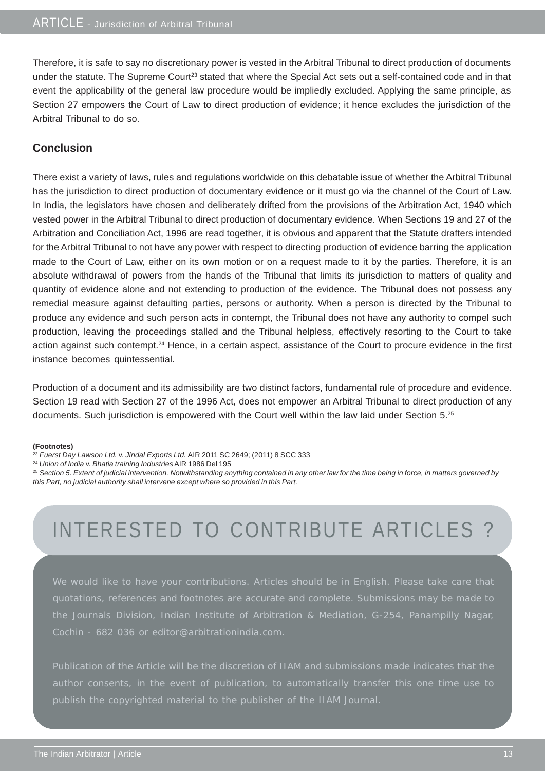Therefore, it is safe to say no discretionary power is vested in the Arbitral Tribunal to direct production of documents under the statute. The Supreme Court[23] stated that where the Special Act sets out a self-contained code and in that event the applicability of the general law procedure would be impliedly excluded. Applying the same principle, as Section 27 empowers the Court of Law to direct production of evidence; it hence excludes the jurisdiction of the Arbitral Tribunal to do so.

### Conclusion

There exist a variety of laws, rules and regulations worldwide on this debatable issue of whether the Arbitral Tribunal has the jurisdiction to direct production of documentary evidence or it must go via the channel of the Court of Law. In India, the legislators have chosen and deliberately drifted from the provisions of the Arbitration Act, 1940 which vested power in the Arbitral Tribunal to direct production of documentary evidence. When Sections 19 and 27 of the Arbitration and Conciliation Act, 1996 are read together, it is obvious and apparent that the Statute drafters intended for the Arbitral Tribunal to not have any power with respect to directing production of evidence barring the application made to the Court of Law, either on its own motion or on a request made to it by the parties. Therefore, it is an absolute withdrawal of powers from the hands of the Tribunal that limits its jurisdiction to matters of quality and quantity of evidence alone and not extending to production of the evidence. The Tribunal does not possess any remedial measure against defaulting parties, persons or authority. When a person is directed by the Tribunal to produce any evidence and such person acts in contempt, the Tribunal does not have any authority to compel such production, leaving the proceedings stalled and the Tribunal helpless, effectively resorting to the Court to take action against such contempt.[24] Hence, in a certain aspect, assistance of the Court to procure evidence in the first instance becomes quintessential.

Production of a document and its admissibility are two distinct factors, fundamental rule of procedure and evidence. Section 19 read with Section 27 of the 1996 Act, does not empower an Arbitral Tribunal to direct production of any documents. Such jurisdiction is empowered with the Court well within the law laid under Section 5.[25]

---

**(Footnotes)**

[23] *Fuerst Day Lawson Ltd.* v. *Jindal Exports Ltd.* AIR 2011 SC 2649; (2011) 8 SCC 333

[24] *Union of India* v. *Bhatia training Industries* AIR 1986 Del 195

[25] *Section 5. Extent of judicial intervention. Notwithstanding anything contained in any other law for the time being in force, in matters governed by this Part, no judicial authority shall intervene except where so provided in this Part.*

## INTERESTED TO CONTRIBUTE ARTICLES ?

We would like to have your contributions. Articles should be in English. Please take care that quotations, references and footnotes are accurate and complete. Submissions may be made to the Journals Division, Indian Institute of Arbitration & Mediation, G-254, Panampilly Nagar, Cochin - 682 036 or editor@arbitrationindia.com.

Publication of the Article will be the discretion of IIAM and submissions made indicates that the author consents, in the event of publication, to automatically transfer this one time use to publish the copyrighted material to the publisher of the IIAM Journal.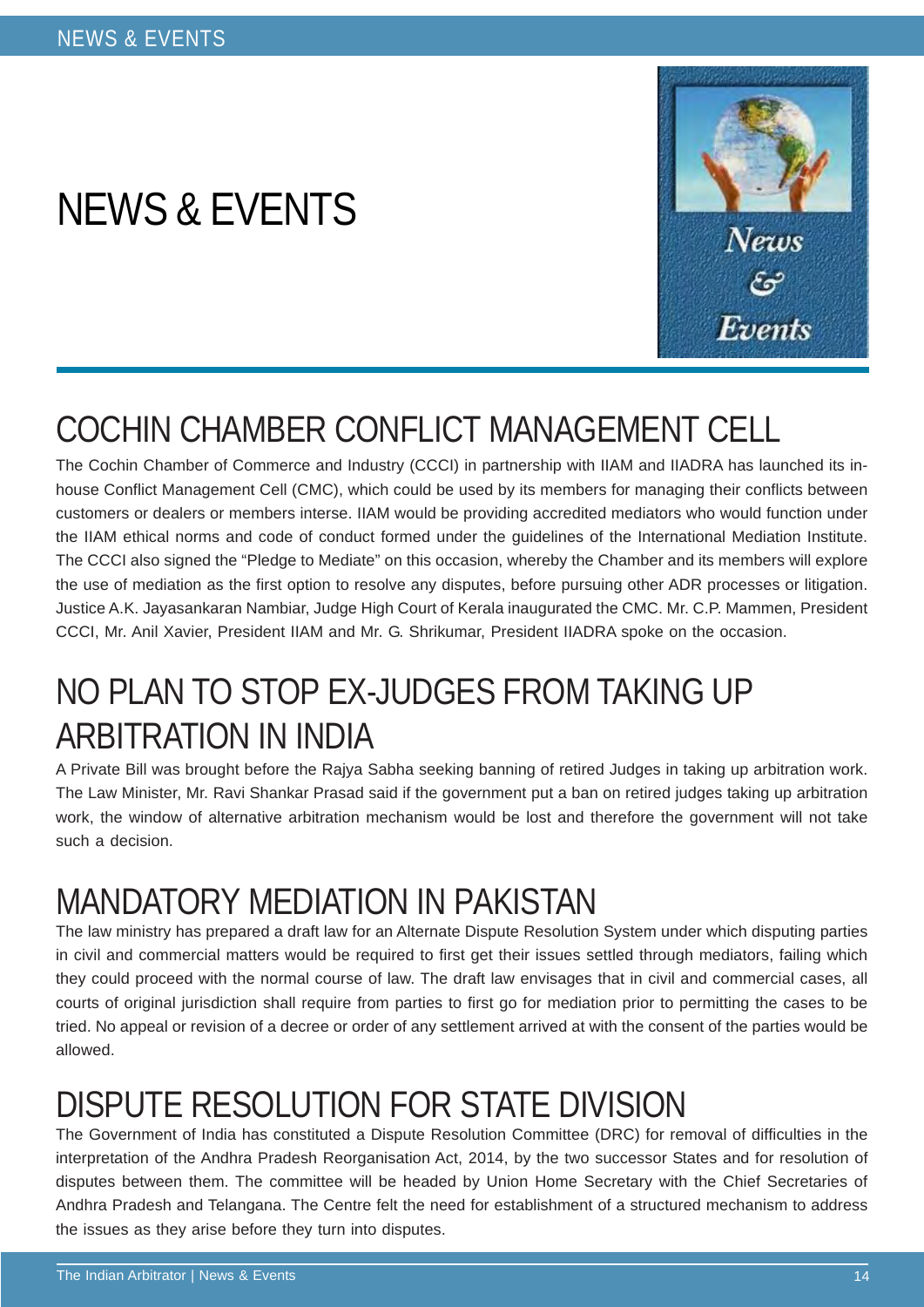# NEWS & EVENTS

## COCHIN CHAMBER CONFLICT MANAGEMENT CELL

The Cochin Chamber of Commerce and Industry (CCCI) in partnership with IIAM and IIADRA has launched its in-house Conflict Management Cell (CMC), which could be used by its members for managing their conflicts between customers or dealers or members interse. IIAM would be providing accredited mediators who would function under the IIAM ethical norms and code of conduct formed under the guidelines of the International Mediation Institute. The CCCI also signed the "Pledge to Mediate" on this occasion, whereby the Chamber and its members will explore the use of mediation as the first option to resolve any disputes, before pursuing other ADR processes or litigation. Justice A.K. Jayasankaran Nambiar, Judge High Court of Kerala inaugurated the CMC. Mr. C.P. Mammen, President CCCI, Mr. Anil Xavier, President IIAM and Mr. G. Shrikumar, President IIADRA spoke on the occasion.

## NO PLAN TO STOP EX-JUDGES FROM TAKING UP ARBITRATION IN INDIA

A Private Bill was brought before the Rajya Sabha seeking banning of retired Judges in taking up arbitration work. The Law Minister, Mr. Ravi Shankar Prasad said if the government put a ban on retired judges taking up arbitration work, the window of alternative arbitration mechanism would be lost and therefore the government will not take such a decision.

## MANDATORY MEDIATION IN PAKISTAN

The law ministry has prepared a draft law for an Alternate Dispute Resolution System under which disputing parties in civil and commercial matters would be required to first get their issues settled through mediators, failing which they could proceed with the normal course of law. The draft law envisages that in civil and commercial cases, all courts of original jurisdiction shall require from parties to first go for mediation prior to permitting the cases to be tried. No appeal or revision of a decree or order of any settlement arrived at with the consent of the parties would be allowed.

## DISPUTE RESOLUTION FOR STATE DIVISION

The Government of India has constituted a Dispute Resolution Committee (DRC) for removal of difficulties in the interpretation of the Andhra Pradesh Reorganisation Act, 2014, by the two successor States and for resolution of disputes between them. The committee will be headed by Union Home Secretary with the Chief Secretaries of Andhra Pradesh and Telangana. The Centre felt the need for establishment of a structured mechanism to address the issues as they arise before they turn into disputes.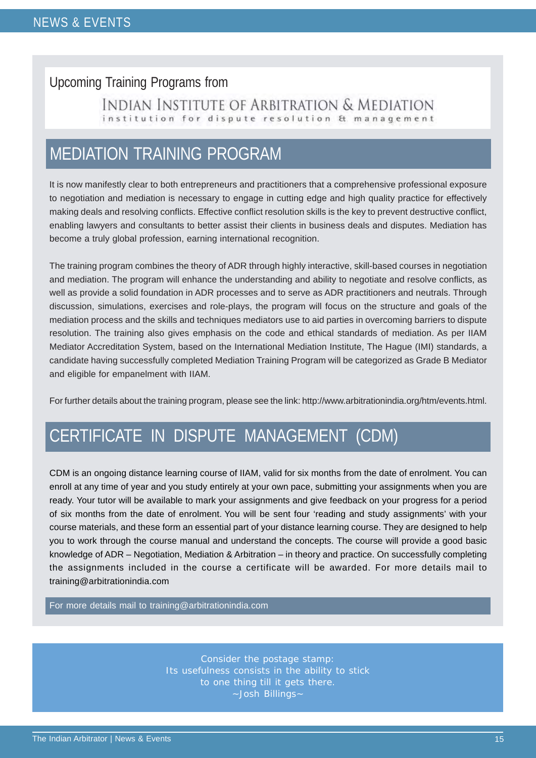# NEWS & EVENTS

Upcoming Training Programs from

INDIAN INSTITUTE OF ARBITRATION & MEDIATION
institution for dispute resolution & management

## MEDIATION TRAINING PROGRAM

It is now manifestly clear to both entrepreneurs and practitioners that a comprehensive professional exposure to negotiation and mediation is necessary to engage in cutting edge and high quality practice for effectively making deals and resolving conflicts. Effective conflict resolution skills is the key to prevent destructive conflict, enabling lawyers and consultants to better assist their clients in business deals and disputes. Mediation has become a truly global profession, earning international recognition.

The training program combines the theory of ADR through highly interactive, skill-based courses in negotiation and mediation. The program will enhance the understanding and ability to negotiate and resolve conflicts, as well as provide a solid foundation in ADR processes and to serve as ADR practitioners and neutrals. Through discussion, simulations, exercises and role-plays, the program will focus on the structure and goals of the mediation process and the skills and techniques mediators use to aid parties in overcoming barriers to dispute resolution. The training also gives emphasis on the code and ethical standards of mediation. As per IIAM Mediator Accreditation System, based on the International Mediation Institute, The Hague (IMI) standards, a candidate having successfully completed Mediation Training Program will be categorized as Grade B Mediator and eligible for empanelment with IIAM.

For further details about the training program, please see the link: http://www.arbitrationindia.org/htm/events.html.

## CERTIFICATE IN DISPUTE MANAGEMENT (CDM)

CDM is an ongoing distance learning course of IIAM, valid for six months from the date of enrolment. You can enroll at any time of year and you study entirely at your own pace, submitting your assignments when you are ready. Your tutor will be available to mark your assignments and give feedback on your progress for a period of six months from the date of enrolment. You will be sent four 'reading and study assignments' with your course materials, and these form an essential part of your distance learning course. They are designed to help you to work through the course manual and understand the concepts. The course will provide a good basic knowledge of ADR – Negotiation, Mediation & Arbitration – in theory and practice. On successfully completing the assignments included in the course a certificate will be awarded. For more details mail to training@arbitrationindia.com

For more details mail to training@arbitrationindia.com

Consider the postage stamp:
Its usefulness consists in the ability to stick
to one thing till it gets there.
~Josh Billings~